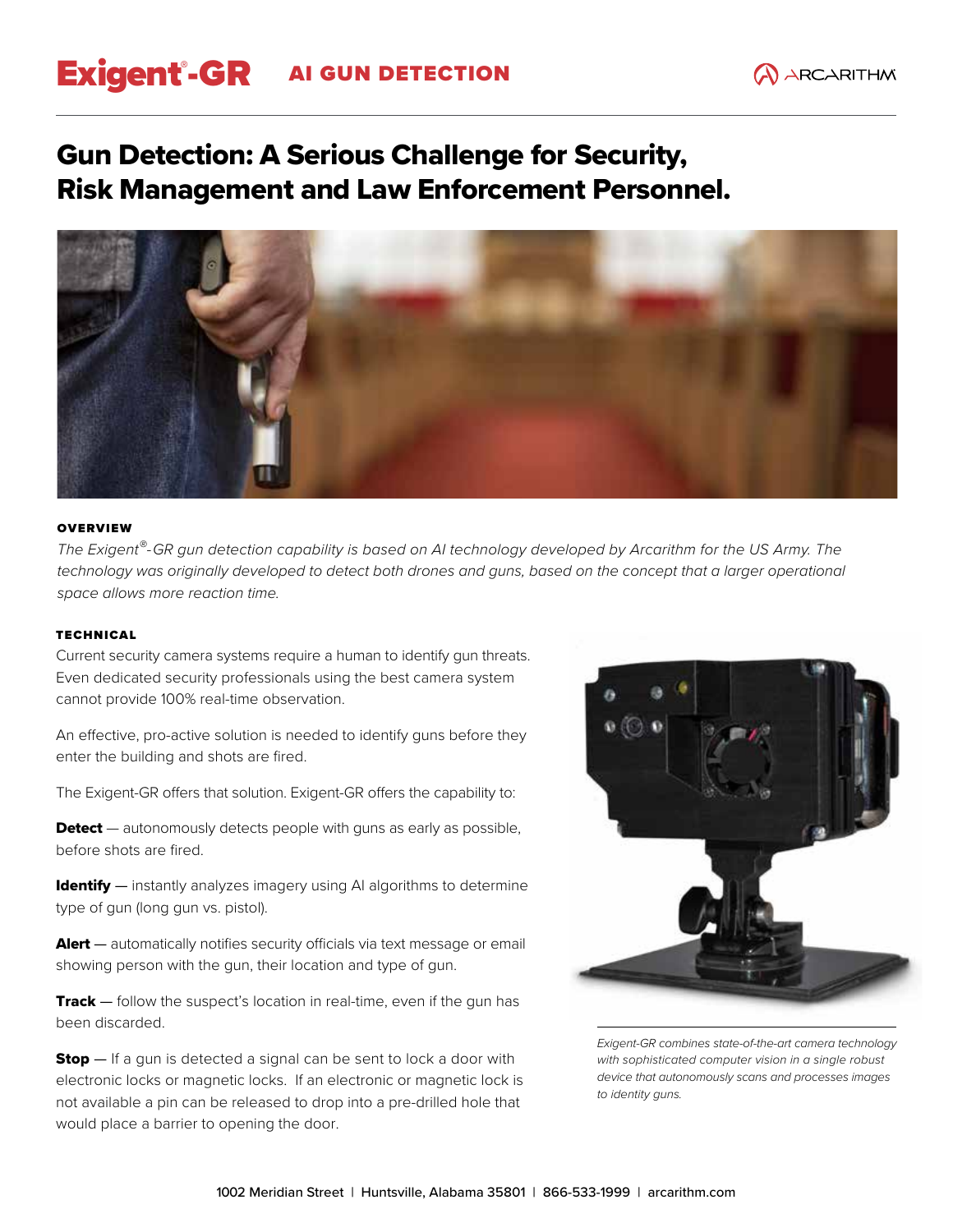# Exigent®-GR AI GUN DETECTION

## Gun Detection: A Serious Challenge for Security, Risk Management and Law Enforcement Personnel.

### OVERVIEW

*The Exigent®-GR gun detection capability is based on AI technology developed by Arcarithm for the US Army. The technology was originally developed to detect both drones and guns, based on the concept that a larger operational space allows more reaction time.*

### TECHNICAL

Current security camera systems require a human to identify gun threats. Even dedicated security professionals using the best camera system cannot provide 100% real-time observation.

An effective, pro-active solution is needed to identify guns before they enter the building and shots are fired.

The Exigent-GR offers that solution. Exigent-GR offers the capability to:

**Detect** — autonomously detects people with guns as early as possible, before shots are fired.

**Identify** — instantly analyzes imagery using AI algorithms to determine type of gun (long gun vs. pistol).

**Alert** — automatically notifies security officials via text message or email showing person with the gun, their location and type of gun.

**Track** — follow the suspect's location in real-time, even if the gun has been discarded.

**Stop** — If a gun is detected a signal can be sent to lock a door with electronic locks or magnetic locks. If an electronic or magnetic lock is not available a pin can be released to drop into a pre-drilled hole that would place a barrier to opening the door.

*Exigent-GR combines state-of-the-art camera technology with sophisticated computer vision in a single robust device that autonomously scans and processes images to identity guns.*

1002 Meridian Street | Huntsville, Alabama 35801 | 866-533-1999 | arcarithm.com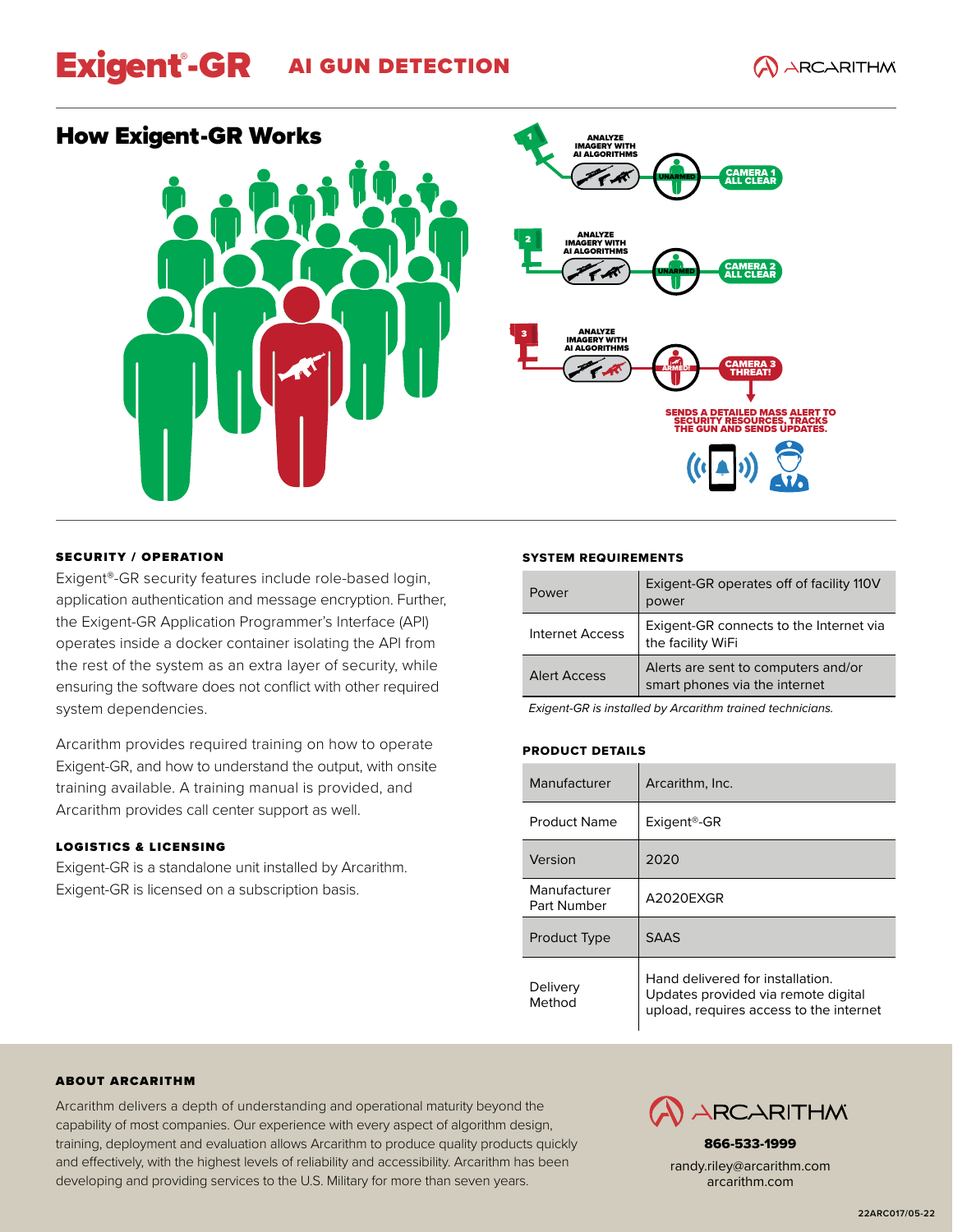# Exigent®-GR AI GUN DETECTION

ARCARITHM

## How Exigent-GR Works

1 ANALYZE IMAGERY WITH AI ALGORITHMS — UNARMED — CAMERA 1 ALL CLEAR

2 ANALYZE IMAGERY WITH AI ALGORITHMS — UNARMED — CAMERA 2 ALL CLEAR

3 ANALYZE IMAGERY WITH AI ALGORITHMS — ARMED — CAMERA 3 THREAT!

SENDS A DETAILED MASS ALERT TO SECURITY RESOURCES, TRACKS THE GUN AND SENDS UPDATES.

### SECURITY / OPERATION

Exigent®-GR security features include role-based login, application authentication and message encryption. Further, the Exigent-GR Application Programmer's Interface (API) operates inside a docker container isolating the API from the rest of the system as an extra layer of security, while ensuring the software does not conflict with other required system dependencies.

Arcarithm provides required training on how to operate Exigent-GR, and how to understand the output, with onsite training available. A training manual is provided, and Arcarithm provides call center support as well.

### LOGISTICS & LICENSING

Exigent-GR is a standalone unit installed by Arcarithm. Exigent-GR is licensed on a subscription basis.

### SYSTEM REQUIREMENTS

| | |
|---|---|
| Power | Exigent-GR operates off of facility 110V power |
| Internet Access | Exigent-GR connects to the Internet via the facility WiFi |
| Alert Access | Alerts are sent to computers and/or smart phones via the internet |

*Exigent-GR is installed by Arcarithm trained technicians.*

### PRODUCT DETAILS

| | |
|---|---|
| Manufacturer | Arcarithm, Inc. |
| Product Name | Exigent®-GR |
| Version | 2020 |
| Manufacturer Part Number | A2020EXGR |
| Product Type | SAAS |
| Delivery Method | Hand delivered for installation. Updates provided via remote digital upload, requires access to the internet |

### ABOUT ARCARITHM

Arcarithm delivers a depth of understanding and operational maturity beyond the capability of most companies. Our experience with every aspect of algorithm design, training, deployment and evaluation allows Arcarithm to produce quality products quickly and effectively, with the highest levels of reliability and accessibility. Arcarithm has been developing and providing services to the U.S. Military for more than seven years.

ARCARITHM

866-533-1999

randy.riley@arcarithm.com
arcarithm.com

22ARC017/05-22